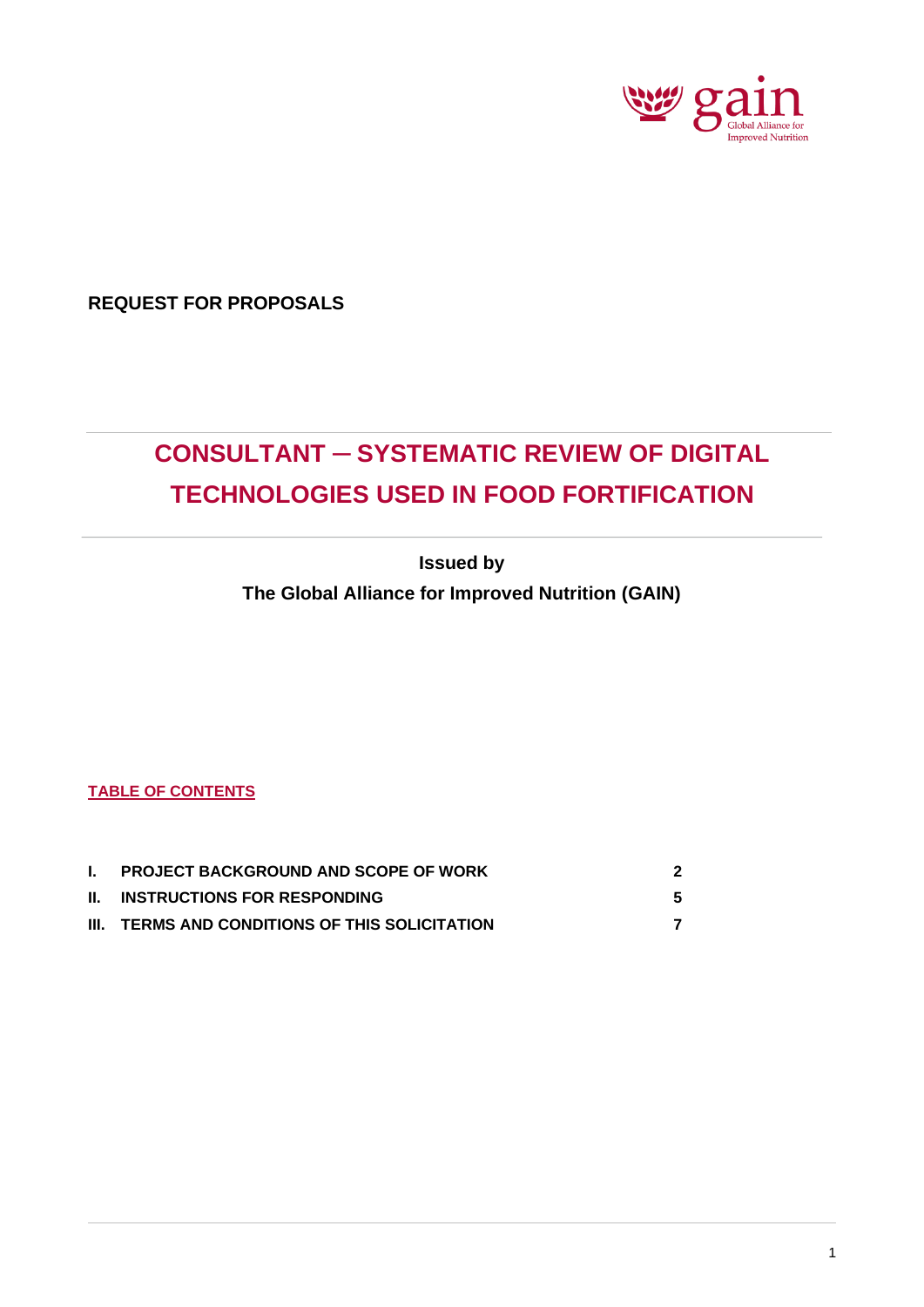**REQUEST FOR PROPOSALS**

# CONSULTANT ─ SYSTEMATIC REVIEW OF DIGITAL TECHNOLOGIES USED IN FOOD FORTIFICATION

**Issued by**

**The Global Alliance for Improved Nutrition (GAIN)**

**TABLE OF CONTENTS**

| | | |
|---|---|---|
| **I.** | **PROJECT BACKGROUND AND SCOPE OF WORK** | **2** |
| **II.** | **INSTRUCTIONS FOR RESPONDING** | **5** |
| **III.** | **TERMS AND CONDITIONS OF THIS SOLICITATION** | **7** |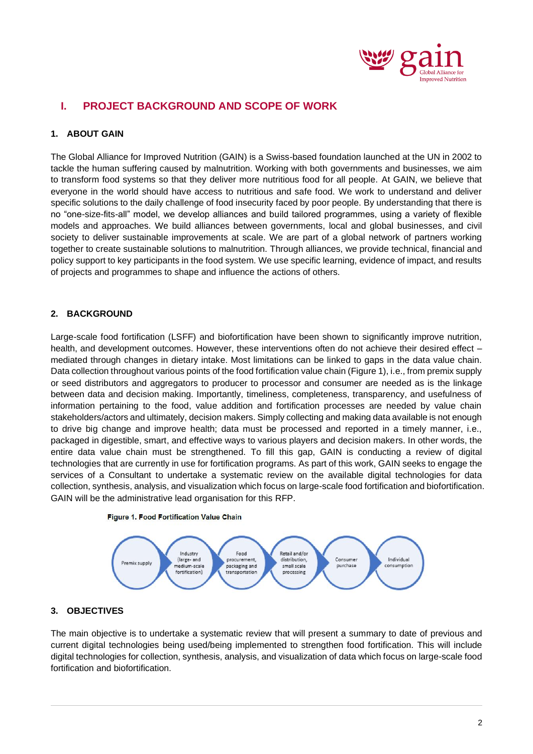# I. PROJECT BACKGROUND AND SCOPE OF WORK

## 1. ABOUT GAIN

The Global Alliance for Improved Nutrition (GAIN) is a Swiss-based foundation launched at the UN in 2002 to tackle the human suffering caused by malnutrition. Working with both governments and businesses, we aim to transform food systems so that they deliver more nutritious food for all people. At GAIN, we believe that everyone in the world should have access to nutritious and safe food. We work to understand and deliver specific solutions to the daily challenge of food insecurity faced by poor people. By understanding that there is no "one-size-fits-all" model, we develop alliances and build tailored programmes, using a variety of flexible models and approaches. We build alliances between governments, local and global businesses, and civil society to deliver sustainable improvements at scale. We are part of a global network of partners working together to create sustainable solutions to malnutrition. Through alliances, we provide technical, financial and policy support to key participants in the food system. We use specific learning, evidence of impact, and results of projects and programmes to shape and influence the actions of others.

## 2. BACKGROUND

Large-scale food fortification (LSFF) and biofortification have been shown to significantly improve nutrition, health, and development outcomes. However, these interventions often do not achieve their desired effect – mediated through changes in dietary intake. Most limitations can be linked to gaps in the data value chain. Data collection throughout various points of the food fortification value chain (Figure 1), i.e., from premix supply or seed distributors and aggregators to producer to processor and consumer are needed as is the linkage between data and decision making. Importantly, timeliness, completeness, transparency, and usefulness of information pertaining to the food, value addition and fortification processes are needed by value chain stakeholders/actors and ultimately, decision makers. Simply collecting and making data available is not enough to drive big change and improve health; data must be processed and reported in a timely manner, i.e., packaged in digestible, smart, and effective ways to various players and decision makers. In other words, the entire data value chain must be strengthened. To fill this gap, GAIN is conducting a review of digital technologies that are currently in use for fortification programs. As part of this work, GAIN seeks to engage the services of a Consultant to undertake a systematic review on the available digital technologies for data collection, synthesis, analysis, and visualization which focus on large-scale food fortification and biofortification. GAIN will be the administrative lead organisation for this RFP.

**Figure 1. Food Fortification Value Chain**

Premix supply → Industry (large- and medium-scale fortification) → Food procurement, packaging and transportation → Retail and/or distribution, small scale processing → Consumer purchase → Individual consumption

## 3. OBJECTIVES

The main objective is to undertake a systematic review that will present a summary to date of previous and current digital technologies being used/being implemented to strengthen food fortification. This will include digital technologies for collection, synthesis, analysis, and visualization of data which focus on large-scale food fortification and biofortification.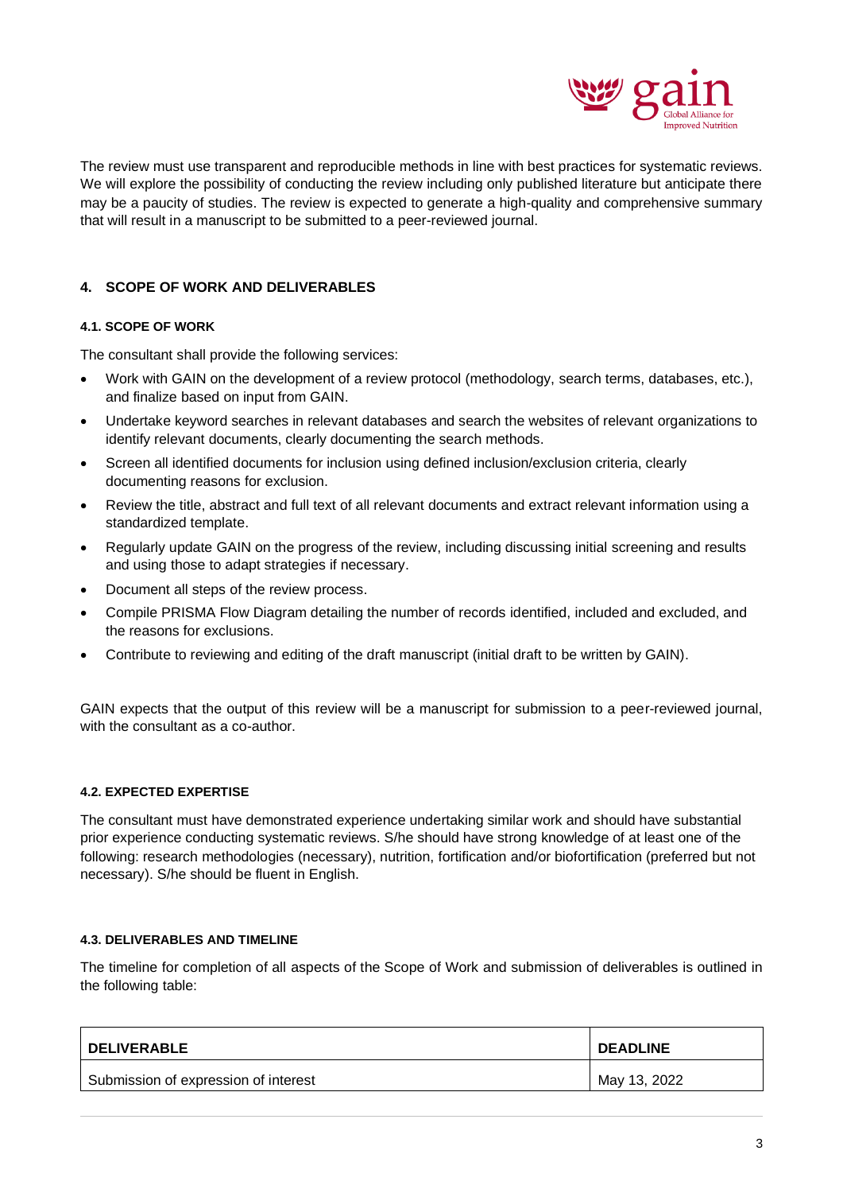The review must use transparent and reproducible methods in line with best practices for systematic reviews. We will explore the possibility of conducting the review including only published literature but anticipate there may be a paucity of studies. The review is expected to generate a high-quality and comprehensive summary that will result in a manuscript to be submitted to a peer-reviewed journal.

## 4. SCOPE OF WORK AND DELIVERABLES

### 4.1. SCOPE OF WORK

The consultant shall provide the following services:

- Work with GAIN on the development of a review protocol (methodology, search terms, databases, etc.), and finalize based on input from GAIN.
- Undertake keyword searches in relevant databases and search the websites of relevant organizations to identify relevant documents, clearly documenting the search methods.
- Screen all identified documents for inclusion using defined inclusion/exclusion criteria, clearly documenting reasons for exclusion.
- Review the title, abstract and full text of all relevant documents and extract relevant information using a standardized template.
- Regularly update GAIN on the progress of the review, including discussing initial screening and results and using those to adapt strategies if necessary.
- Document all steps of the review process.
- Compile PRISMA Flow Diagram detailing the number of records identified, included and excluded, and the reasons for exclusions.
- Contribute to reviewing and editing of the draft manuscript (initial draft to be written by GAIN).

GAIN expects that the output of this review will be a manuscript for submission to a peer-reviewed journal, with the consultant as a co-author.

### 4.2. EXPECTED EXPERTISE

The consultant must have demonstrated experience undertaking similar work and should have substantial prior experience conducting systematic reviews. S/he should have strong knowledge of at least one of the following: research methodologies (necessary), nutrition, fortification and/or biofortification (preferred but not necessary). S/he should be fluent in English.

### 4.3. DELIVERABLES AND TIMELINE

The timeline for completion of all aspects of the Scope of Work and submission of deliverables is outlined in the following table:

| DELIVERABLE | DEADLINE |
|---|---|
| Submission of expression of interest | May 13, 2022 |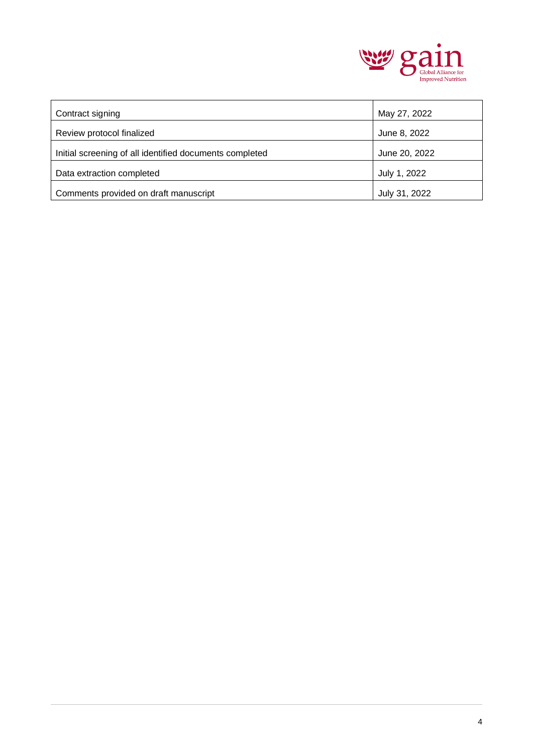| Contract signing | May 27, 2022 |
|---|---|
| Review protocol finalized | June 8, 2022 |
| Initial screening of all identified documents completed | June 20, 2022 |
| Data extraction completed | July 1, 2022 |
| Comments provided on draft manuscript | July 31, 2022 |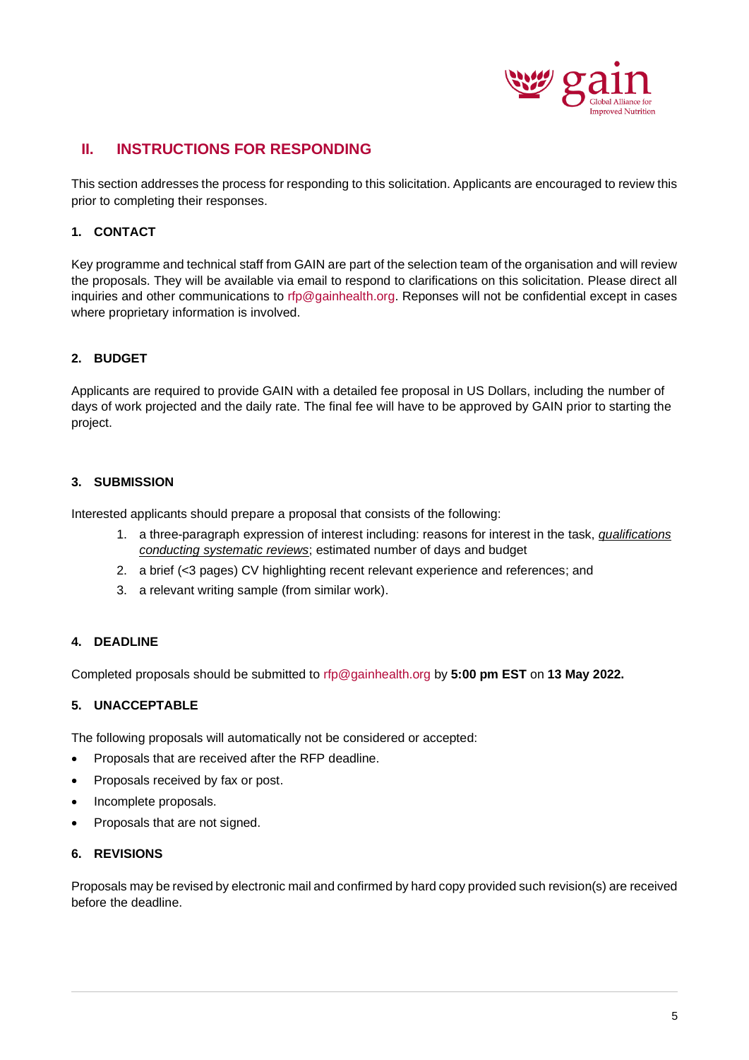## II. INSTRUCTIONS FOR RESPONDING

This section addresses the process for responding to this solicitation. Applicants are encouraged to review this prior to completing their responses.

### 1. CONTACT

Key programme and technical staff from GAIN are part of the selection team of the organisation and will review the proposals. They will be available via email to respond to clarifications on this solicitation. Please direct all inquiries and other communications to rfp@gainhealth.org. Reponses will not be confidential except in cases where proprietary information is involved.

### 2. BUDGET

Applicants are required to provide GAIN with a detailed fee proposal in US Dollars, including the number of days of work projected and the daily rate. The final fee will have to be approved by GAIN prior to starting the project.

### 3. SUBMISSION

Interested applicants should prepare a proposal that consists of the following:

1. a three-paragraph expression of interest including: reasons for interest in the task, *qualifications conducting systematic reviews*; estimated number of days and budget
2. a brief (<3 pages) CV highlighting recent relevant experience and references; and
3. a relevant writing sample (from similar work).

### 4. DEADLINE

Completed proposals should be submitted to rfp@gainhealth.org by **5:00 pm EST** on **13 May 2022.**

### 5. UNACCEPTABLE

The following proposals will automatically not be considered or accepted:

- Proposals that are received after the RFP deadline.
- Proposals received by fax or post.
- Incomplete proposals.
- Proposals that are not signed.

### 6. REVISIONS

Proposals may be revised by electronic mail and confirmed by hard copy provided such revision(s) are received before the deadline.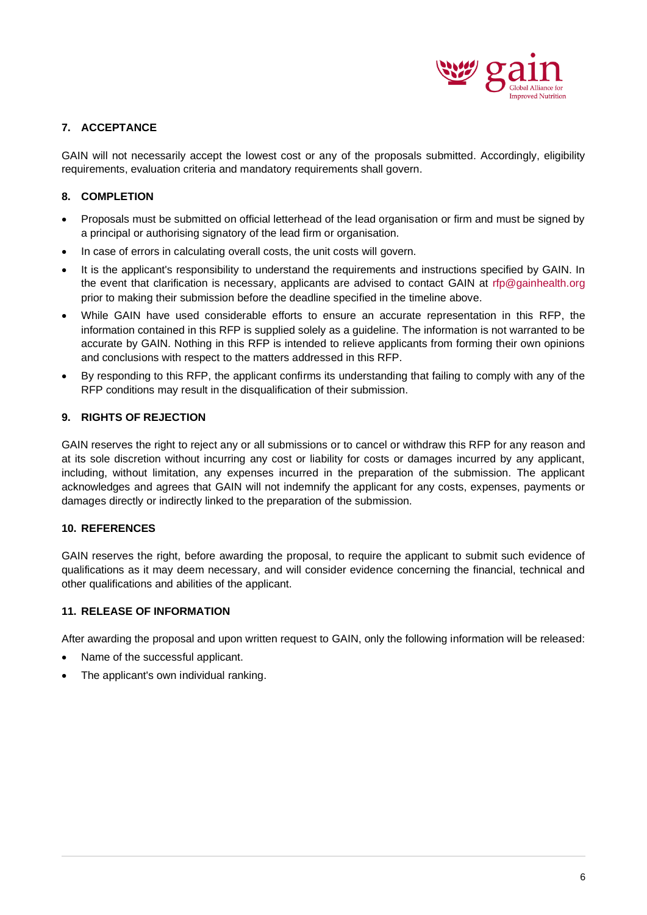## 7. ACCEPTANCE

GAIN will not necessarily accept the lowest cost or any of the proposals submitted. Accordingly, eligibility requirements, evaluation criteria and mandatory requirements shall govern.

## 8. COMPLETION

- Proposals must be submitted on official letterhead of the lead organisation or firm and must be signed by a principal or authorising signatory of the lead firm or organisation.
- In case of errors in calculating overall costs, the unit costs will govern.
- It is the applicant's responsibility to understand the requirements and instructions specified by GAIN. In the event that clarification is necessary, applicants are advised to contact GAIN at rfp@gainhealth.org prior to making their submission before the deadline specified in the timeline above.
- While GAIN have used considerable efforts to ensure an accurate representation in this RFP, the information contained in this RFP is supplied solely as a guideline. The information is not warranted to be accurate by GAIN. Nothing in this RFP is intended to relieve applicants from forming their own opinions and conclusions with respect to the matters addressed in this RFP.
- By responding to this RFP, the applicant confirms its understanding that failing to comply with any of the RFP conditions may result in the disqualification of their submission.

## 9. RIGHTS OF REJECTION

GAIN reserves the right to reject any or all submissions or to cancel or withdraw this RFP for any reason and at its sole discretion without incurring any cost or liability for costs or damages incurred by any applicant, including, without limitation, any expenses incurred in the preparation of the submission. The applicant acknowledges and agrees that GAIN will not indemnify the applicant for any costs, expenses, payments or damages directly or indirectly linked to the preparation of the submission.

## 10. REFERENCES

GAIN reserves the right, before awarding the proposal, to require the applicant to submit such evidence of qualifications as it may deem necessary, and will consider evidence concerning the financial, technical and other qualifications and abilities of the applicant.

## 11. RELEASE OF INFORMATION

After awarding the proposal and upon written request to GAIN, only the following information will be released:

- Name of the successful applicant.
- The applicant's own individual ranking.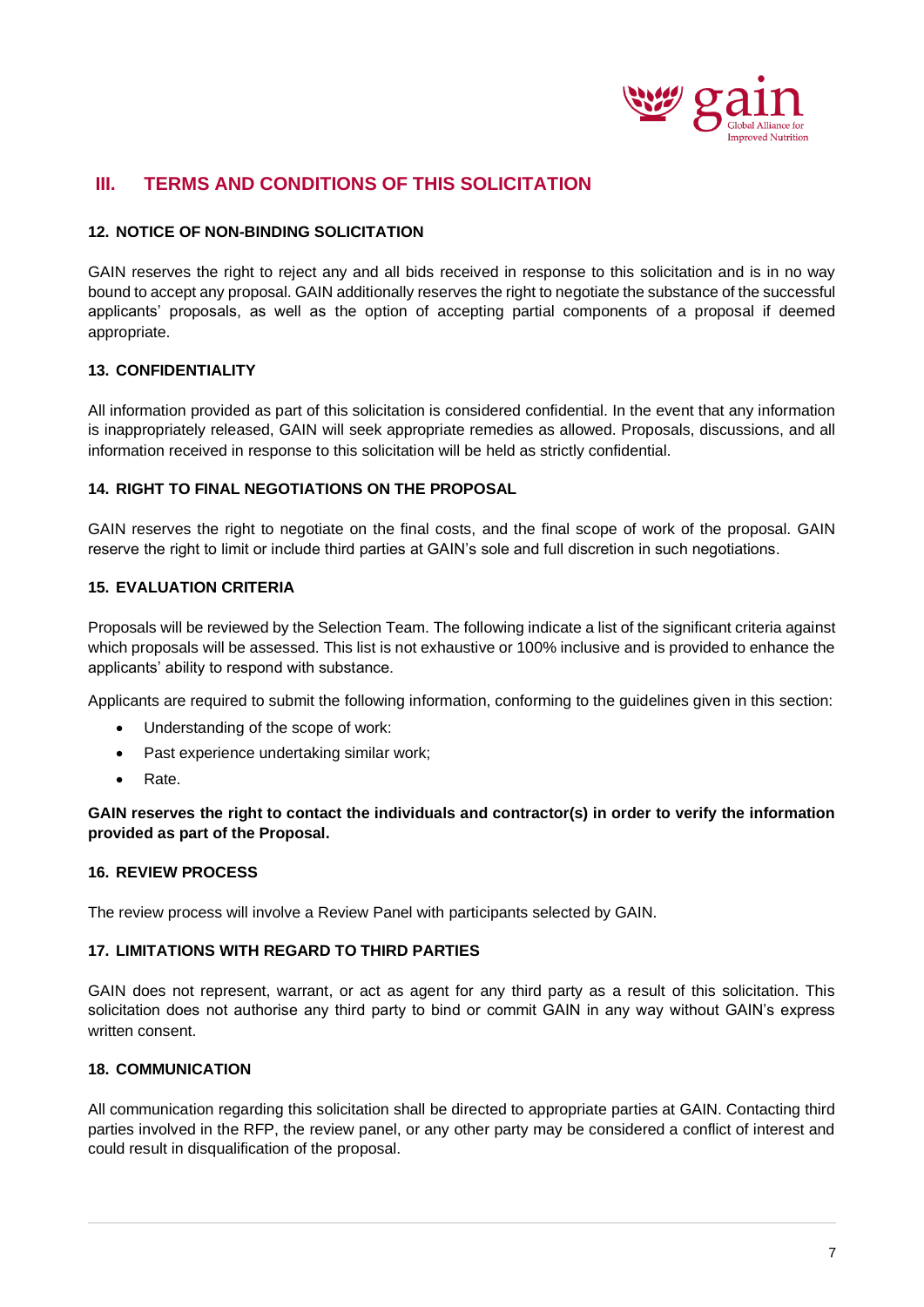## III. TERMS AND CONDITIONS OF THIS SOLICITATION

### 12. NOTICE OF NON-BINDING SOLICITATION

GAIN reserves the right to reject any and all bids received in response to this solicitation and is in no way bound to accept any proposal. GAIN additionally reserves the right to negotiate the substance of the successful applicants' proposals, as well as the option of accepting partial components of a proposal if deemed appropriate.

### 13. CONFIDENTIALITY

All information provided as part of this solicitation is considered confidential. In the event that any information is inappropriately released, GAIN will seek appropriate remedies as allowed. Proposals, discussions, and all information received in response to this solicitation will be held as strictly confidential.

### 14. RIGHT TO FINAL NEGOTIATIONS ON THE PROPOSAL

GAIN reserves the right to negotiate on the final costs, and the final scope of work of the proposal. GAIN reserve the right to limit or include third parties at GAIN's sole and full discretion in such negotiations.

### 15. EVALUATION CRITERIA

Proposals will be reviewed by the Selection Team. The following indicate a list of the significant criteria against which proposals will be assessed. This list is not exhaustive or 100% inclusive and is provided to enhance the applicants' ability to respond with substance.

Applicants are required to submit the following information, conforming to the guidelines given in this section:

- Understanding of the scope of work:
- Past experience undertaking similar work;
- Rate.

**GAIN reserves the right to contact the individuals and contractor(s) in order to verify the information provided as part of the Proposal.**

### 16. REVIEW PROCESS

The review process will involve a Review Panel with participants selected by GAIN.

### 17. LIMITATIONS WITH REGARD TO THIRD PARTIES

GAIN does not represent, warrant, or act as agent for any third party as a result of this solicitation. This solicitation does not authorise any third party to bind or commit GAIN in any way without GAIN's express written consent.

### 18. COMMUNICATION

All communication regarding this solicitation shall be directed to appropriate parties at GAIN. Contacting third parties involved in the RFP, the review panel, or any other party may be considered a conflict of interest and could result in disqualification of the proposal.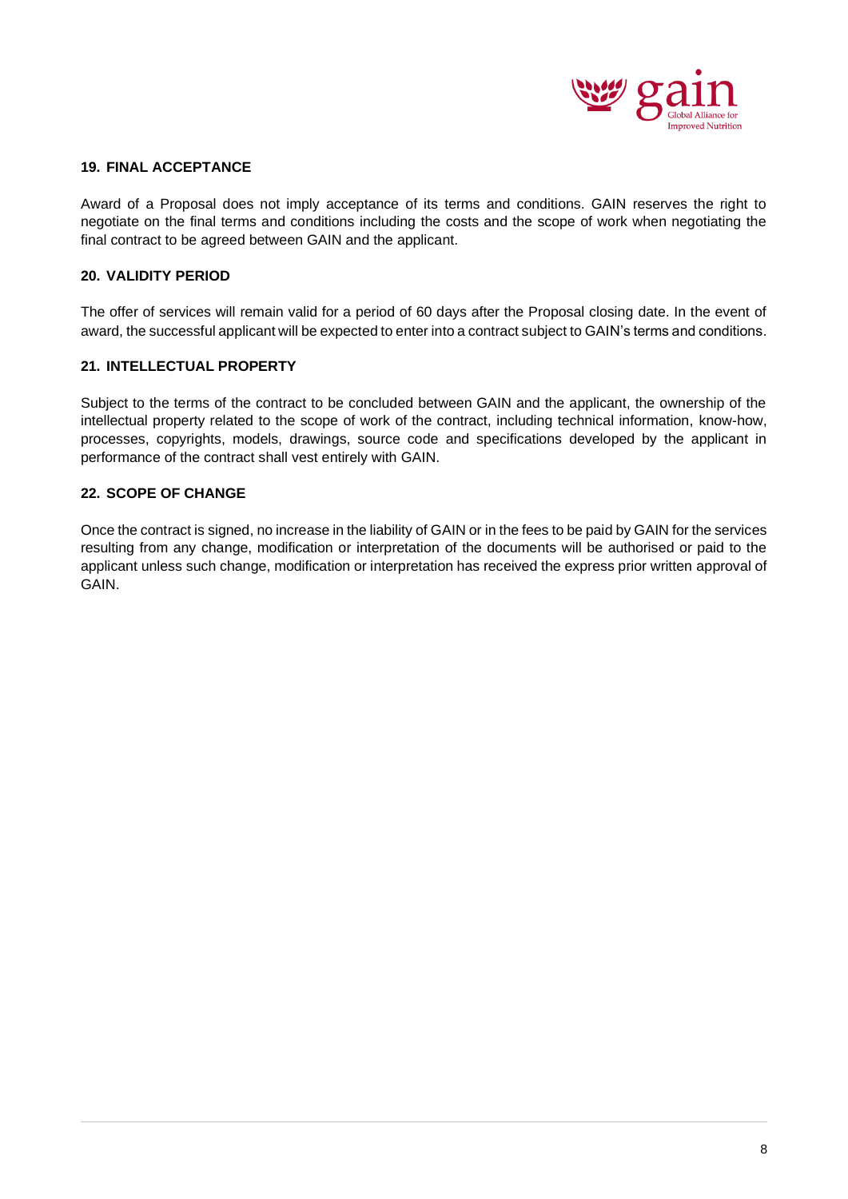## 19. FINAL ACCEPTANCE

Award of a Proposal does not imply acceptance of its terms and conditions. GAIN reserves the right to negotiate on the final terms and conditions including the costs and the scope of work when negotiating the final contract to be agreed between GAIN and the applicant.

## 20. VALIDITY PERIOD

The offer of services will remain valid for a period of 60 days after the Proposal closing date. In the event of award, the successful applicant will be expected to enter into a contract subject to GAIN's terms and conditions.

## 21. INTELLECTUAL PROPERTY

Subject to the terms of the contract to be concluded between GAIN and the applicant, the ownership of the intellectual property related to the scope of work of the contract, including technical information, know-how, processes, copyrights, models, drawings, source code and specifications developed by the applicant in performance of the contract shall vest entirely with GAIN.

## 22. SCOPE OF CHANGE

Once the contract is signed, no increase in the liability of GAIN or in the fees to be paid by GAIN for the services resulting from any change, modification or interpretation of the documents will be authorised or paid to the applicant unless such change, modification or interpretation has received the express prior written approval of GAIN.